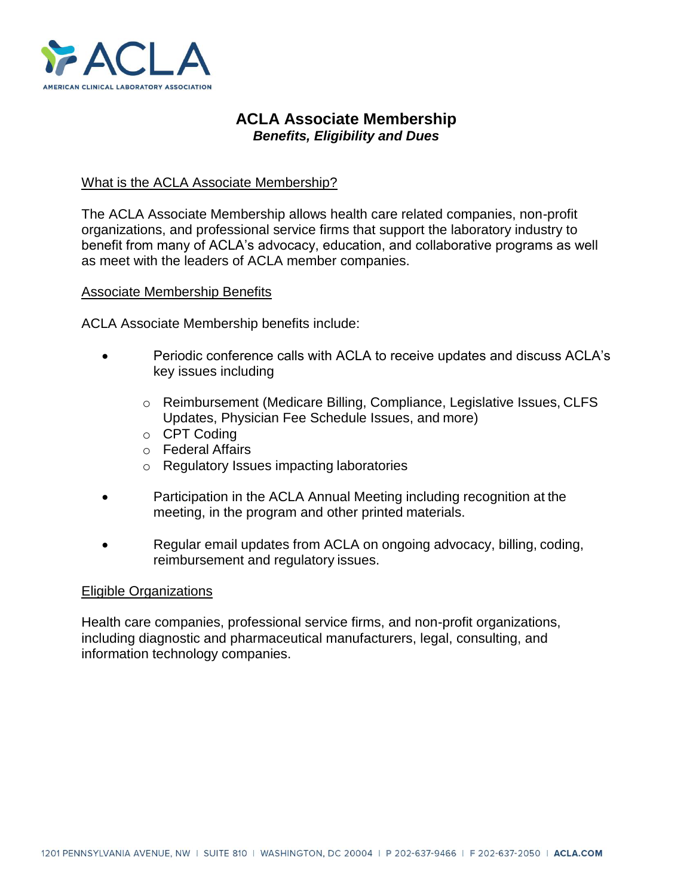# ACLA Associate Membership

***Benefits, Eligibility and Dues***

## What is the ACLA Associate Membership?

The ACLA Associate Membership allows health care related companies, non-profit organizations, and professional service firms that support the laboratory industry to benefit from many of ACLA's advocacy, education, and collaborative programs as well as meet with the leaders of ACLA member companies.

## Associate Membership Benefits

ACLA Associate Membership benefits include:

- Periodic conference calls with ACLA to receive updates and discuss ACLA's key issues including
  - Reimbursement (Medicare Billing, Compliance, Legislative Issues, CLFS Updates, Physician Fee Schedule Issues, and more)
  - CPT Coding
  - Federal Affairs
  - Regulatory Issues impacting laboratories
- Participation in the ACLA Annual Meeting including recognition at the meeting, in the program and other printed materials.
- Regular email updates from ACLA on ongoing advocacy, billing, coding, reimbursement and regulatory issues.

## Eligible Organizations

Health care companies, professional service firms, and non-profit organizations, including diagnostic and pharmaceutical manufacturers, legal, consulting, and information technology companies.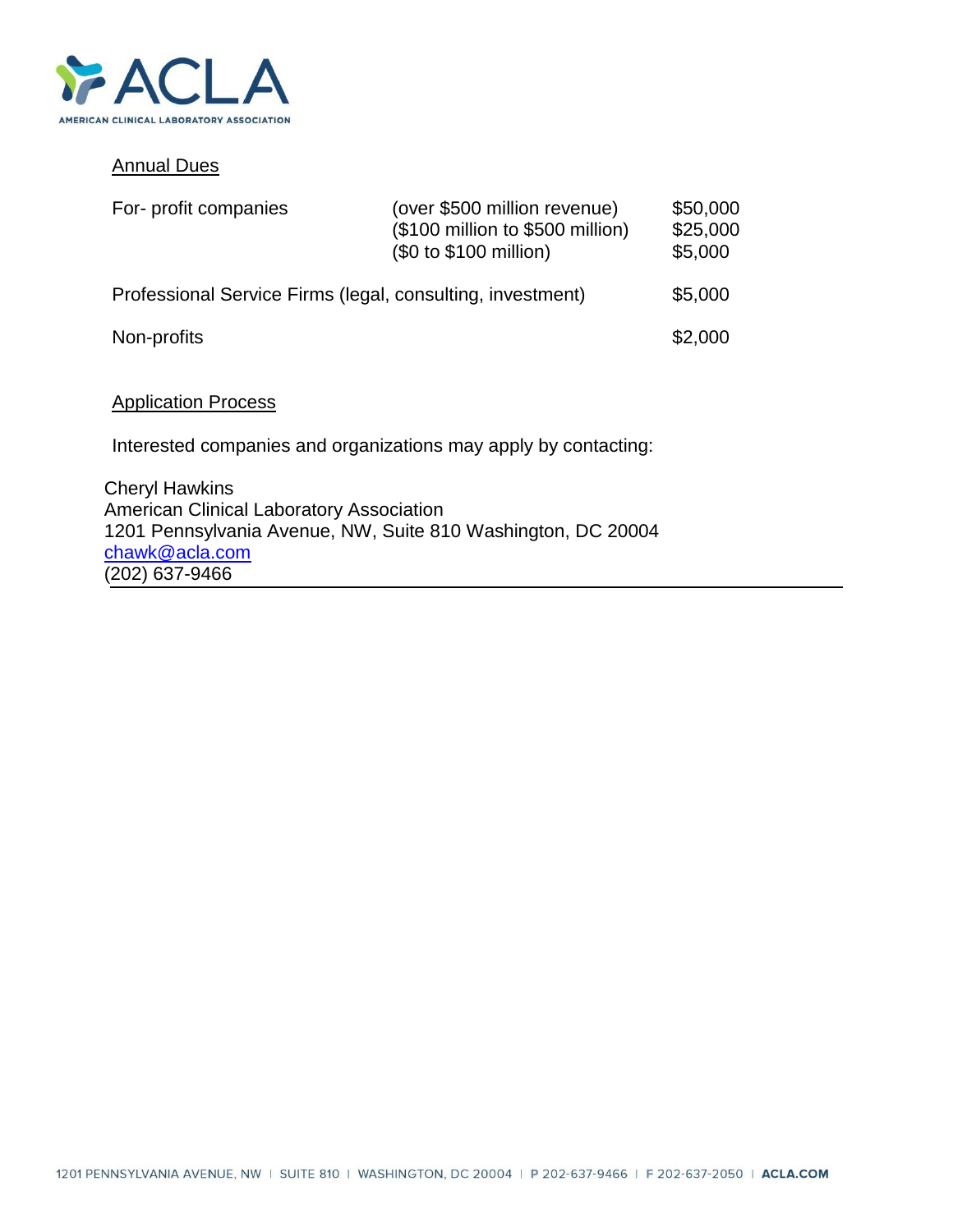## Annual Dues

| | | |
|---|---|---|
| For- profit companies | (over $500 million revenue) | $50,000 |
| | ($100 million to $500 million) | $25,000 |
| | ($0 to $100 million) | $5,000 |
| Professional Service Firms (legal, consulting, investment) | | $5,000 |
| Non-profits | | $2,000 |

## Application Process

Interested companies and organizations may apply by contacting:

Cheryl Hawkins
American Clinical Laboratory Association
1201 Pennsylvania Avenue, NW, Suite 810 Washington, DC 20004
chawk@acla.com
(202) 637-9466